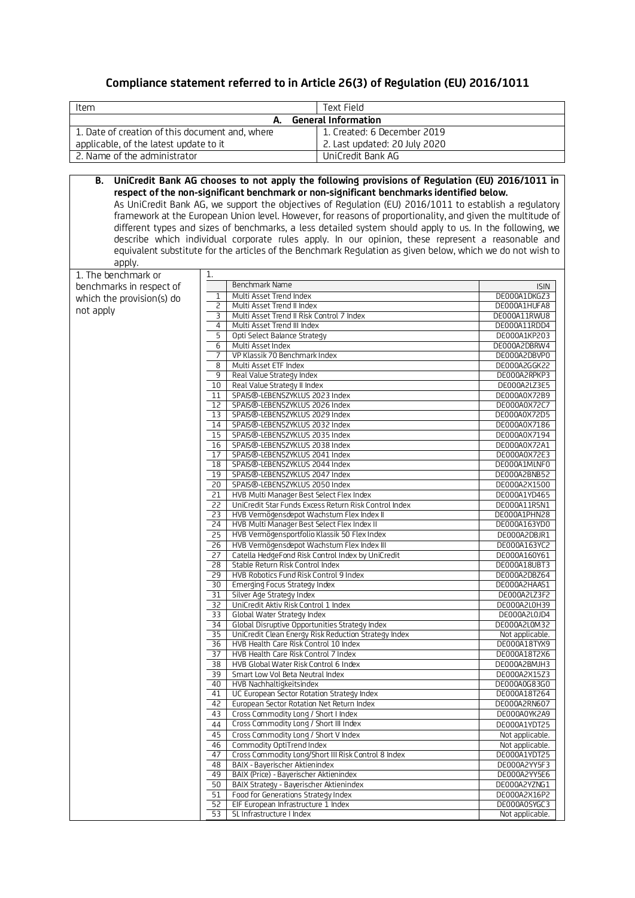## Compliance statement referred to in Article 26(3) of Regulation (EU) 2016/1011

| Item | Text Field |
|---|---|
| **A. General Information** | |
| 1. Date of creation of this document and, where applicable, of the latest update to it | 1. Created: 6 December 2019<br>2. Last updated: 20 July 2020 |
| 2. Name of the administrator | UniCredit Bank AG |

**B. UniCredit Bank AG chooses to not apply the following provisions of Regulation (EU) 2016/1011 in respect of the non-significant benchmark or non-significant benchmarks identified below.**

As UniCredit Bank AG, we support the objectives of Regulation (EU) 2016/1011 to establish a regulatory framework at the European Union level. However, for reasons of proportionality, and given the multitude of different types and sizes of benchmarks, a less detailed system should apply to us. In the following, we describe which individual corporate rules apply. In our opinion, these represent a reasonable and equivalent substitute for the articles of the Benchmark Regulation as given below, which we do not wish to apply.

1. The benchmark or benchmarks in respect of which the provision(s) do not apply

1.

| | Benchmark Name | ISIN |
|---|---|---|
| 1 | Multi Asset Trend Index | DE000A1DKGZ3 |
| 2 | Multi Asset Trend II Index | DE000A1HUFA8 |
| 3 | Multi Asset Trend II Risk Control 7 Index | DE000A11RWU8 |
| 4 | Multi Asset Trend III Index | DE000A11RDD4 |
| 5 | Opti Select Balance Strategy | DE000A1KP203 |
| 6 | Multi Asset Index | DE000A2DBRW4 |
| 7 | VP Klassik 70 Benchmark Index | DE000A2DBVP0 |
| 8 | Multi Asset ETF Index | DE000A2GGK22 |
| 9 | Real Value Strategy Index | DE000A2RPKP3 |
| 10 | Real Value Strategy II Index | DE000A2LZ3E5 |
| 11 | SPAIS®-LEBENSZYKLUS 2023 Index | DE000A0X72B9 |
| 12 | SPAIS®-LEBENSZYKLUS 2026 Index | DE000A0X72C7 |
| 13 | SPAIS®-LEBENSZYKLUS 2029 Index | DE000A0X72D5 |
| 14 | SPAIS®-LEBENSZYKLUS 2032 Index | DE000A0X7186 |
| 15 | SPAIS®-LEBENSZYKLUS 2035 Index | DE000A0X7194 |
| 16 | SPAIS®-LEBENSZYKLUS 2038 Index | DE000A0X72A1 |
| 17 | SPAIS®-LEBENSZYKLUS 2041 Index | DE000A0X72E3 |
| 18 | SPAIS®-LEBENSZYKLUS 2044 Index | DE000A1MLNF0 |
| 19 | SPAIS®-LEBENSZYKLUS 2047 Index | DE000A2BNB52 |
| 20 | SPAIS®-LEBENSZYKLUS 2050 Index | DE000A2X1500 |
| 21 | HVB Multi Manager Best Select Flex Index | DE000A1YD465 |
| 22 | UniCredit Star Funds Excess Return Risk Control Index | DE000A11RSN1 |
| 23 | HVB Vermögensdepot Wachstum Flex Index II | DE000A1PHN28 |
| 24 | HVB Multi Manager Best Select Flex Index II | DE000A163YD0 |
| 25 | HVB Vermögensportfolio Klassik 50 Flex Index | DE000A2DBJR1 |
| 26 | HVB Vermögensdepot Wachstum Flex Index III | DE000A163YC2 |
| 27 | Catella HedgeFond Risk Control Index by UniCredit | DE000A160Y61 |
| 28 | Stable Return Risk Control Index | DE000A18UBT3 |
| 29 | HVB Robotics Fund Risk Control 9 Index | DE000A2DBZ64 |
| 30 | Emerging Focus Strategy Index | DE000A2HAAS1 |
| 31 | Silver Age Strategy Index | DE000A2LZ3F2 |
| 32 | UniCredit Aktiv Risk Control 1 Index | DE000A2L0H39 |
| 33 | Global Water Strategy Index | DE000A2L0JD4 |
| 34 | Global Disruptive Opportunities Strategy Index | DE000A2L0M32 |
| 35 | UniCredit Clean Energy Risk Reduction Strategy Index | Not applicable. |
| 36 | HVB Health Care Risk Control 10 Index | DE000A18TYX9 |
| 37 | HVB Health Care Risk Control 7 Index | DE000A18T2X6 |
| 38 | HVB Global Water Risk Control 6 Index | DE000A2BMJH3 |
| 39 | Smart Low Vol Beta Neutral Index | DE000A2X15Z3 |
| 40 | HVB Nachhaltigkeitsindex | DE000A0G83G0 |
| 41 | UC European Sector Rotation Strategy Index | DE000A18T264 |
| 42 | European Sector Rotation Net Return Index | DE000A2RN607 |
| 43 | Cross Commodity Long / Short I Index | DE000A0YK2A9 |
| 44 | Cross Commodity Long / Short III Index | DE000A1YDT25 |
| 45 | Cross Commodity Long / Short V Index | Not applicable. |
| 46 | Commodity OptiTrend Index | Not applicable. |
| 47 | Cross Commodity Long/Short III Risk Control 8 Index | DE000A1YDT25 |
| 48 | BAIX - Bayerischer Aktienindex | DE000A2YY5F3 |
| 49 | BAIX (Price) - Bayerischer Aktienindex | DE000A2YY5E6 |
| 50 | BAIX Strategy - Bayerischer Aktienindex | DE000A2YZNG1 |
| 51 | Food for Generations Strategy Index | DE000A2X16P2 |
| 52 | EIF European Infrastructure 1 Index | DE000A0SYGC3 |
| 53 | SL Infrastructure I Index | Not applicable. |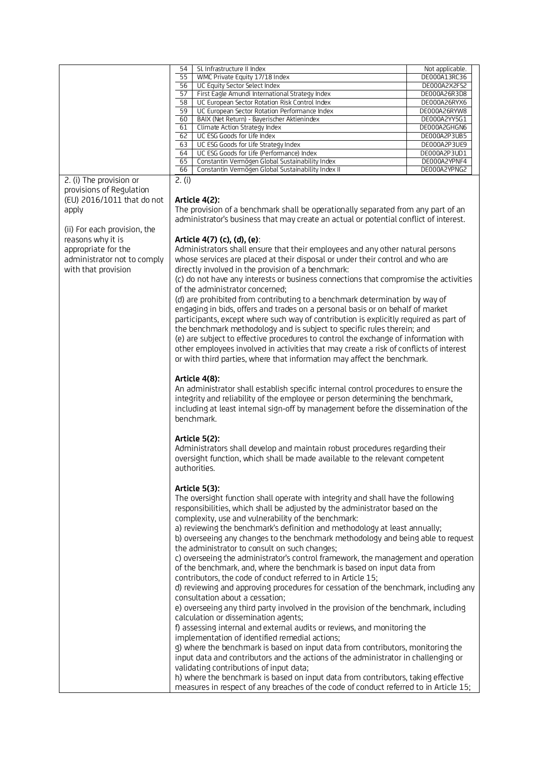| | | | |
|---|---|---|---|
| | 54 | SL Infrastructure II Index | Not applicable. |
| | 55 | WMC Private Equity 17/18 Index | DE000A13RC36 |
| | 56 | UC Equity Sector Select Index | DE000A2X2FS2 |
| | 57 | First Eagle Amundi International Strategy Index | DE000A26R3D8 |
| | 58 | UC European Sector Rotation Risk Control Index | DE000A26RYX6 |
| | 59 | UC European Sector Rotation Performance Index | DE000A26RYW8 |
| | 60 | BAIX (Net Return) - Bayerischer Aktienindex | DE000A2YY5G1 |
| | 61 | Climate Action Strategy Index | DE000A2GHGN6 |
| | 62 | UC ESG Goods for Life Index | DE000A2P3UB5 |
| | 63 | UC ESG Goods for Life Strategy Index | DE000A2P3UE9 |
| | 64 | UC ESG Goods for Life (Performance) Index | DE000A2P3UD1 |
| | 65 | Constantin Vermögen Global Sustainability Index | DE000A2YPNF4 |
| | 66 | Constantin Vermögen Global Sustainability Index II | DE000A2YPNG2 |

| | |
|---|---|
| 2. (i) The provision or provisions of Regulation (EU) 2016/1011 that do not apply<br><br>(ii) For each provision, the reasons why it is appropriate for the administrator not to comply with that provision | 2. (i)<br><br>**Article 4(2):**<br>The provision of a benchmark shall be operationally separated from any part of an administrator's business that may create an actual or potential conflict of interest.<br><br>**Article 4(7) (c), (d), (e)**:<br>Administrators shall ensure that their employees and any other natural persons whose services are placed at their disposal or under their control and who are directly involved in the provision of a benchmark:<br>(c) do not have any interests or business connections that compromise the activities of the administrator concerned;<br>(d) are prohibited from contributing to a benchmark determination by way of engaging in bids, offers and trades on a personal basis or on behalf of market participants, except where such way of contribution is explicitly required as part of the benchmark methodology and is subject to specific rules therein; and<br>(e) are subject to effective procedures to control the exchange of information with other employees involved in activities that may create a risk of conflicts of interest or with third parties, where that information may affect the benchmark.<br><br>**Article 4(8):**<br>An administrator shall establish specific internal control procedures to ensure the integrity and reliability of the employee or person determining the benchmark, including at least internal sign-off by management before the dissemination of the benchmark.<br><br>**Article 5(2):**<br>Administrators shall develop and maintain robust procedures regarding their oversight function, which shall be made available to the relevant competent authorities.<br><br>**Article 5(3):**<br>The oversight function shall operate with integrity and shall have the following responsibilities, which shall be adjusted by the administrator based on the complexity, use and vulnerability of the benchmark:<br>a) reviewing the benchmark's definition and methodology at least annually;<br>b) overseeing any changes to the benchmark methodology and being able to request the administrator to consult on such changes;<br>c) overseeing the administrator's control framework, the management and operation of the benchmark, and, where the benchmark is based on input data from contributors, the code of conduct referred to in Article 15;<br>d) reviewing and approving procedures for cessation of the benchmark, including any consultation about a cessation;<br>e) overseeing any third party involved in the provision of the benchmark, including calculation or dissemination agents;<br>f) assessing internal and external audits or reviews, and monitoring the implementation of identified remedial actions;<br>g) where the benchmark is based on input data from contributors, monitoring the input data and contributors and the actions of the administrator in challenging or validating contributions of input data;<br>h) where the benchmark is based on input data from contributors, taking effective measures in respect of any breaches of the code of conduct referred to in Article 15; |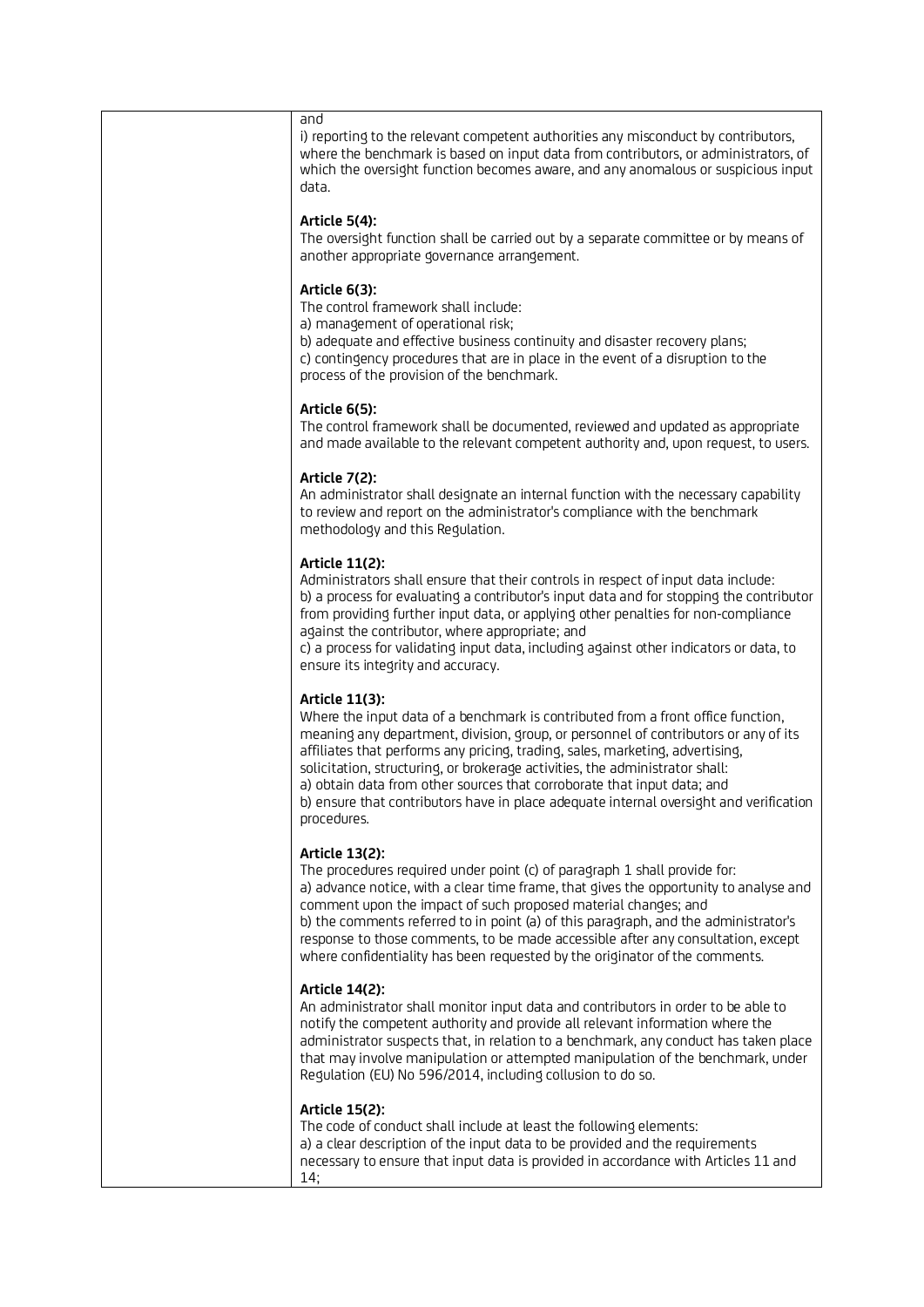| | and<br>i) reporting to the relevant competent authorities any misconduct by contributors, where the benchmark is based on input data from contributors, or administrators, of which the oversight function becomes aware, and any anomalous or suspicious input data.<br><br>**Article 5(4):**<br>The oversight function shall be carried out by a separate committee or by means of another appropriate governance arrangement.<br><br>**Article 6(3):**<br>The control framework shall include:<br>a) management of operational risk;<br>b) adequate and effective business continuity and disaster recovery plans;<br>c) contingency procedures that are in place in the event of a disruption to the process of the provision of the benchmark.<br><br>**Article 6(5):**<br>The control framework shall be documented, reviewed and updated as appropriate and made available to the relevant competent authority and, upon request, to users.<br><br>**Article 7(2):**<br>An administrator shall designate an internal function with the necessary capability to review and report on the administrator's compliance with the benchmark methodology and this Regulation.<br><br>**Article 11(2):**<br>Administrators shall ensure that their controls in respect of input data include:<br>b) a process for evaluating a contributor's input data and for stopping the contributor from providing further input data, or applying other penalties for non-compliance against the contributor, where appropriate; and<br>c) a process for validating input data, including against other indicators or data, to ensure its integrity and accuracy.<br><br>**Article 11(3):**<br>Where the input data of a benchmark is contributed from a front office function, meaning any department, division, group, or personnel of contributors or any of its affiliates that performs any pricing, trading, sales, marketing, advertising, solicitation, structuring, or brokerage activities, the administrator shall:<br>a) obtain data from other sources that corroborate that input data; and<br>b) ensure that contributors have in place adequate internal oversight and verification procedures.<br><br>**Article 13(2):**<br>The procedures required under point (c) of paragraph 1 shall provide for:<br>a) advance notice, with a clear time frame, that gives the opportunity to analyse and comment upon the impact of such proposed material changes; and<br>b) the comments referred to in point (a) of this paragraph, and the administrator's response to those comments, to be made accessible after any consultation, except where confidentiality has been requested by the originator of the comments.<br><br>**Article 14(2):**<br>An administrator shall monitor input data and contributors in order to be able to notify the competent authority and provide all relevant information where the administrator suspects that, in relation to a benchmark, any conduct has taken place that may involve manipulation or attempted manipulation of the benchmark, under Regulation (EU) No 596/2014, including collusion to do so.<br><br>**Article 15(2):**<br>The code of conduct shall include at least the following elements:<br>a) a clear description of the input data to be provided and the requirements necessary to ensure that input data is provided in accordance with Articles 11 and 14; |
|---|---|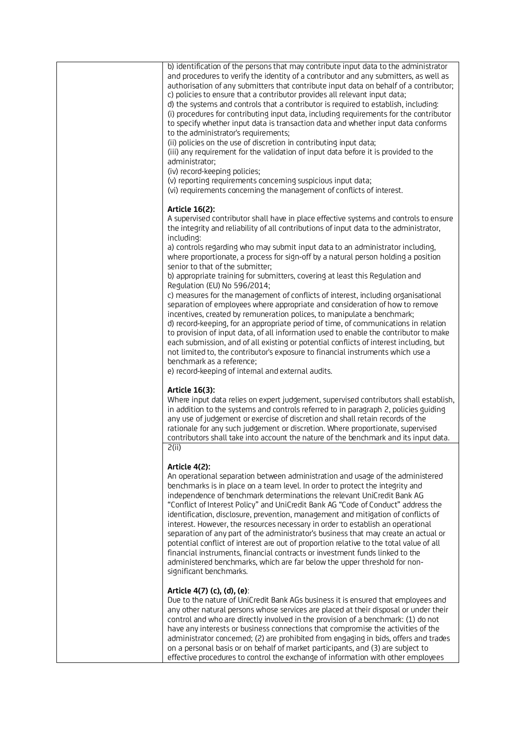| | |
|---|---|
| | b) identification of the persons that may contribute input data to the administrator and procedures to verify the identity of a contributor and any submitters, as well as authorisation of any submitters that contribute input data on behalf of a contributor;<br>c) policies to ensure that a contributor provides all relevant input data;<br>d) the systems and controls that a contributor is required to establish, including:<br>(i) procedures for contributing input data, including requirements for the contributor to specify whether input data is transaction data and whether input data conforms to the administrator's requirements;<br>(ii) policies on the use of discretion in contributing input data;<br>(iii) any requirement for the validation of input data before it is provided to the administrator;<br>(iv) record-keeping policies;<br>(v) reporting requirements concerning suspicious input data;<br>(vi) requirements concerning the management of conflicts of interest.<br><br>**Article 16(2):**<br>A supervised contributor shall have in place effective systems and controls to ensure the integrity and reliability of all contributions of input data to the administrator, including:<br>a) controls regarding who may submit input data to an administrator including, where proportionate, a process for sign-off by a natural person holding a position senior to that of the submitter;<br>b) appropriate training for submitters, covering at least this Regulation and Regulation (EU) No 596/2014;<br>c) measures for the management of conflicts of interest, including organisational separation of employees where appropriate and consideration of how to remove incentives, created by remuneration polices, to manipulate a benchmark;<br>d) record-keeping, for an appropriate period of time, of communications in relation to provision of input data, of all information used to enable the contributor to make each submission, and of all existing or potential conflicts of interest including, but not limited to, the contributor's exposure to financial instruments which use a benchmark as a reference;<br>e) record-keeping of internal and external audits.<br><br>**Article 16(3):**<br>Where input data relies on expert judgement, supervised contributors shall establish, in addition to the systems and controls referred to in paragraph 2, policies guiding any use of judgement or exercise of discretion and shall retain records of the rationale for any such judgement or discretion. Where proportionate, supervised contributors shall take into account the nature of the benchmark and its input data. |
| | 2(ii)<br><br>**Article 4(2):**<br>An operational separation between administration and usage of the administered benchmarks is in place on a team level. In order to protect the integrity and independence of benchmark determinations the relevant UniCredit Bank AG "Conflict of Interest Policy" and UniCredit Bank AG "Code of Conduct" address the identification, disclosure, prevention, management and mitigation of conflicts of interest. However, the resources necessary in order to establish an operational separation of any part of the administrator's business that may create an actual or potential conflict of interest are out of proportion relative to the total value of all financial instruments, financial contracts or investment funds linked to the administered benchmarks, which are far below the upper threshold for non-significant benchmarks.<br><br>**Article 4(7) (c), (d), (e)**:<br>Due to the nature of UniCredit Bank AGs business it is ensured that employees and any other natural persons whose services are placed at their disposal or under their control and who are directly involved in the provision of a benchmark: (1) do not have any interests or business connections that compromise the activities of the administrator concerned; (2) are prohibited from engaging in bids, offers and trades on a personal basis or on behalf of market participants, and (3) are subject to effective procedures to control the exchange of information with other employees |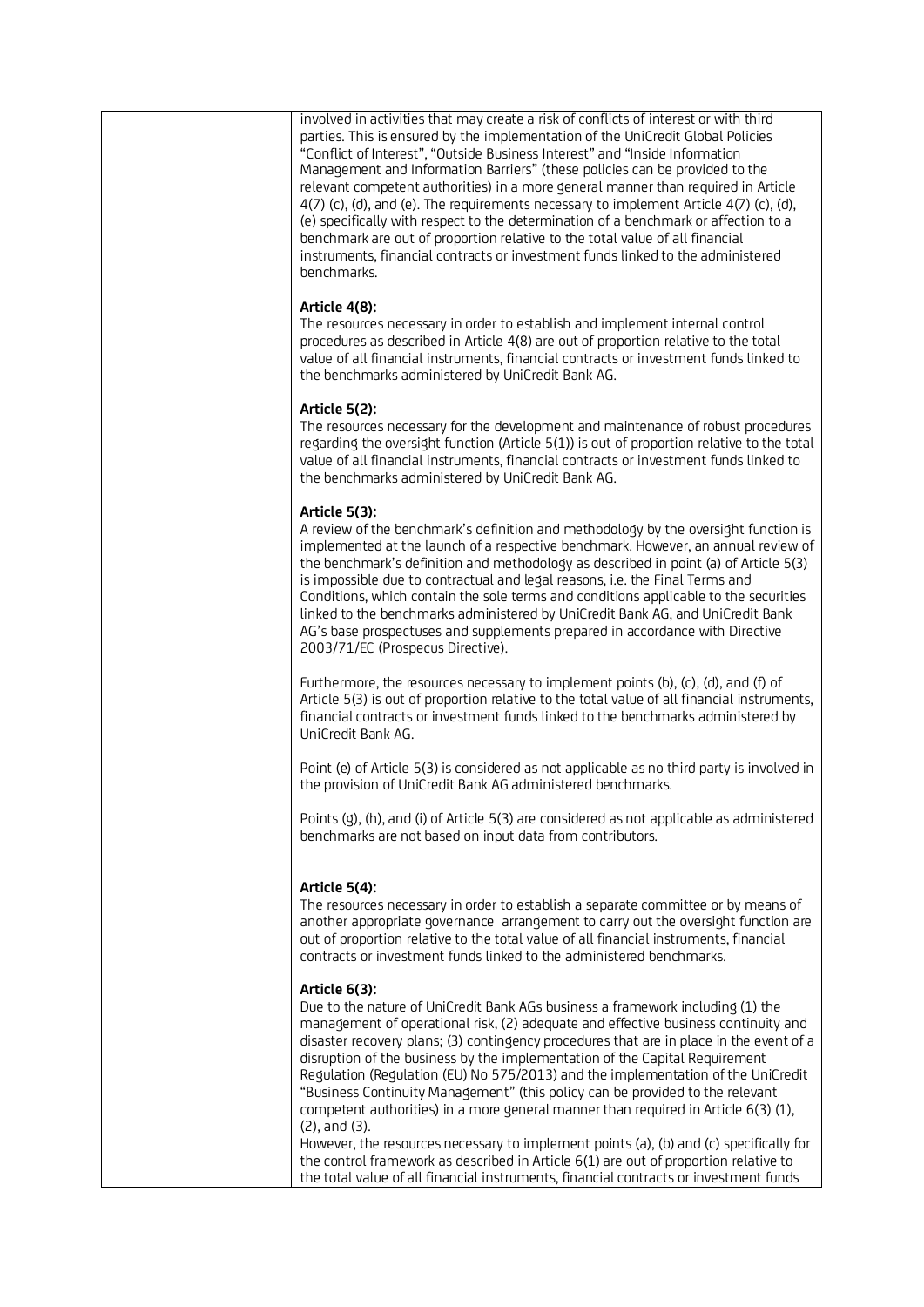| | involved in activities that may create a risk of conflicts of interest or with third parties. This is ensured by the implementation of the UniCredit Global Policies "Conflict of Interest", "Outside Business Interest" and "Inside Information Management and Information Barriers" (these policies can be provided to the relevant competent authorities) in a more general manner than required in Article 4(7) (c), (d), and (e). The requirements necessary to implement Article 4(7) (c), (d), (e) specifically with respect to the determination of a benchmark or affection to a benchmark are out of proportion relative to the total value of all financial instruments, financial contracts or investment funds linked to the administered benchmarks.<br><br>**Article 4(8):**<br>The resources necessary in order to establish and implement internal control procedures as described in Article 4(8) are out of proportion relative to the total value of all financial instruments, financial contracts or investment funds linked to the benchmarks administered by UniCredit Bank AG.<br><br>**Article 5(2):**<br>The resources necessary for the development and maintenance of robust procedures regarding the oversight function (Article 5(1)) is out of proportion relative to the total value of all financial instruments, financial contracts or investment funds linked to the benchmarks administered by UniCredit Bank AG.<br><br>**Article 5(3):**<br>A review of the benchmark's definition and methodology by the oversight function is implemented at the launch of a respective benchmark. However, an annual review of the benchmark's definition and methodology as described in point (a) of Article 5(3) is impossible due to contractual and legal reasons, i.e. the Final Terms and Conditions, which contain the sole terms and conditions applicable to the securities linked to the benchmarks administered by UniCredit Bank AG, and UniCredit Bank AG's base prospectuses and supplements prepared in accordance with Directive 2003/71/EC (Prospecus Directive).<br><br>Furthermore, the resources necessary to implement points (b), (c), (d), and (f) of Article 5(3) is out of proportion relative to the total value of all financial instruments, financial contracts or investment funds linked to the benchmarks administered by UniCredit Bank AG.<br><br>Point (e) of Article 5(3) is considered as not applicable as no third party is involved in the provision of UniCredit Bank AG administered benchmarks.<br><br>Points (g), (h), and (i) of Article 5(3) are considered as not applicable as administered benchmarks are not based on input data from contributors.<br><br>**Article 5(4):**<br>The resources necessary in order to establish a separate committee or by means of another appropriate governance arrangement to carry out the oversight function are out of proportion relative to the total value of all financial instruments, financial contracts or investment funds linked to the administered benchmarks.<br><br>**Article 6(3):**<br>Due to the nature of UniCredit Bank AGs business a framework including (1) the management of operational risk, (2) adequate and effective business continuity and disaster recovery plans; (3) contingency procedures that are in place in the event of a disruption of the business by the implementation of the Capital Requirement Regulation (Regulation (EU) No 575/2013) and the implementation of the UniCredit "Business Continuity Management" (this policy can be provided to the relevant competent authorities) in a more general manner than required in Article 6(3) (1), (2), and (3).<br>However, the resources necessary to implement points (a), (b) and (c) specifically for the control framework as described in Article 6(1) are out of proportion relative to the total value of all financial instruments, financial contracts or investment funds |
|---|---|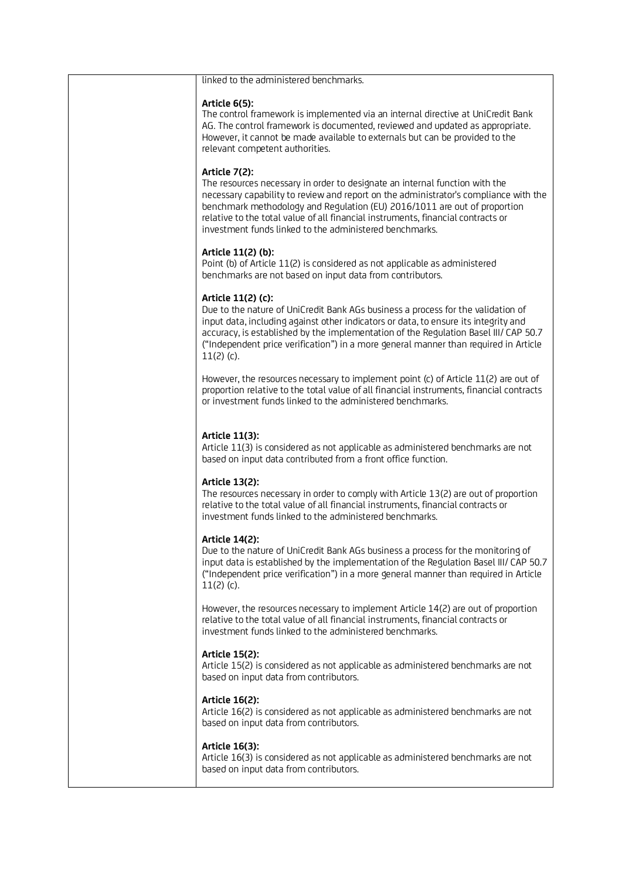| | linked to the administered benchmarks.<br><br>**Article 6(5):**<br>The control framework is implemented via an internal directive at UniCredit Bank AG. The control framework is documented, reviewed and updated as appropriate. However, it cannot be made available to externals but can be provided to the relevant competent authorities.<br><br>**Article 7(2):**<br>The resources necessary in order to designate an internal function with the necessary capability to review and report on the administrator's compliance with the benchmark methodology and Regulation (EU) 2016/1011 are out of proportion relative to the total value of all financial instruments, financial contracts or investment funds linked to the administered benchmarks.<br><br>**Article 11(2) (b):**<br>Point (b) of Article 11(2) is considered as not applicable as administered benchmarks are not based on input data from contributors.<br><br>**Article 11(2) (c):**<br>Due to the nature of UniCredit Bank AGs business a process for the validation of input data, including against other indicators or data, to ensure its integrity and accuracy, is established by the implementation of the Regulation Basel III/ CAP 50.7 ("Independent price verification") in a more general manner than required in Article 11(2) (c).<br><br>However, the resources necessary to implement point (c) of Article 11(2) are out of proportion relative to the total value of all financial instruments, financial contracts or investment funds linked to the administered benchmarks.<br><br>**Article 11(3):**<br>Article 11(3) is considered as not applicable as administered benchmarks are not based on input data contributed from a front office function.<br><br>**Article 13(2):**<br>The resources necessary in order to comply with Article 13(2) are out of proportion relative to the total value of all financial instruments, financial contracts or investment funds linked to the administered benchmarks.<br><br>**Article 14(2):**<br>Due to the nature of UniCredit Bank AGs business a process for the monitoring of input data is established by the implementation of the Regulation Basel III/ CAP 50.7 ("Independent price verification") in a more general manner than required in Article 11(2) (c).<br><br>However, the resources necessary to implement Article 14(2) are out of proportion relative to the total value of all financial instruments, financial contracts or investment funds linked to the administered benchmarks.<br><br>**Article 15(2):**<br>Article 15(2) is considered as not applicable as administered benchmarks are not based on input data from contributors.<br><br>**Article 16(2):**<br>Article 16(2) is considered as not applicable as administered benchmarks are not based on input data from contributors.<br><br>**Article 16(3):**<br>Article 16(3) is considered as not applicable as administered benchmarks are not based on input data from contributors. |
|---|---|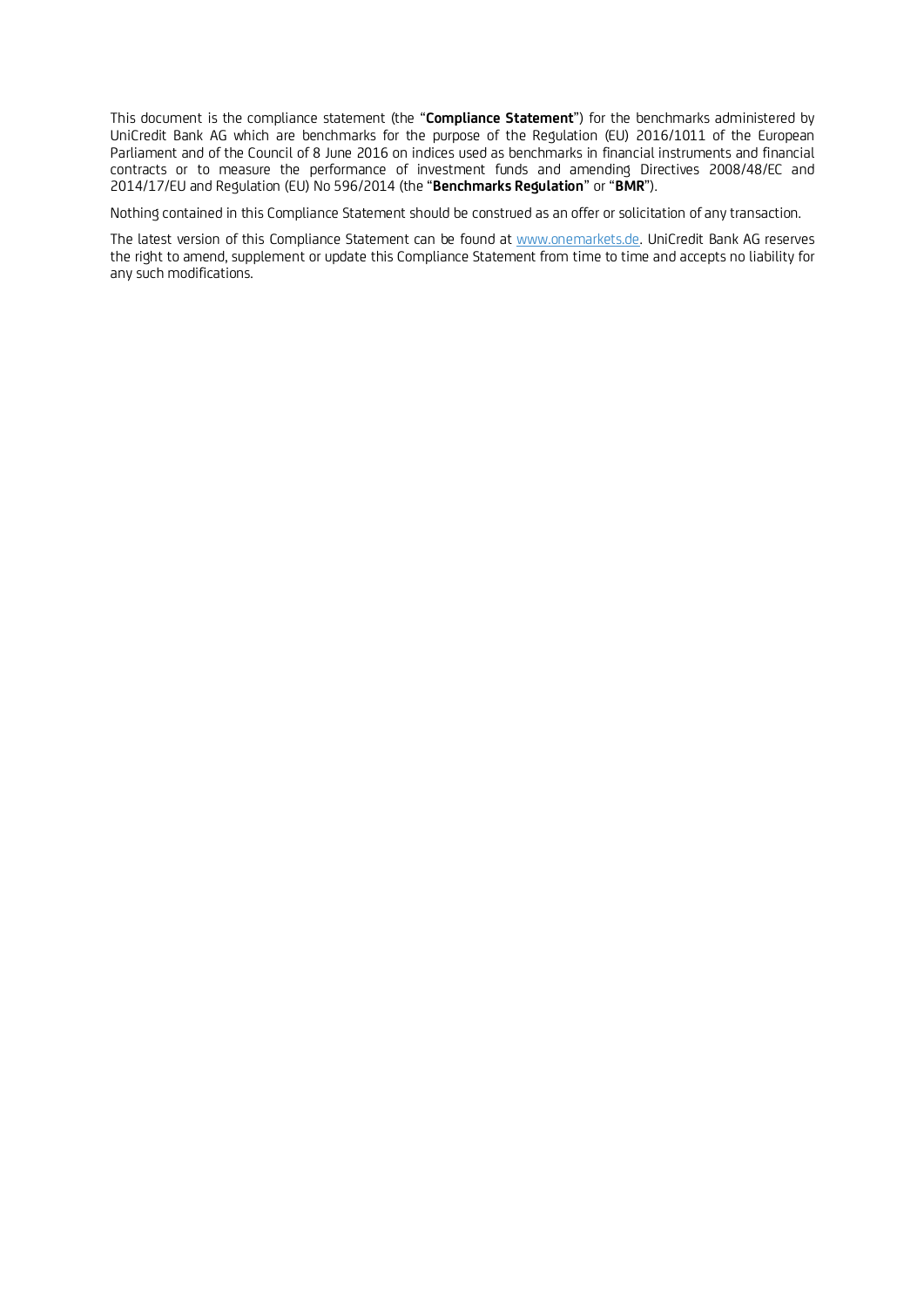This document is the compliance statement (the "**Compliance Statement**") for the benchmarks administered by UniCredit Bank AG which are benchmarks for the purpose of the Regulation (EU) 2016/1011 of the European Parliament and of the Council of 8 June 2016 on indices used as benchmarks in financial instruments and financial contracts or to measure the performance of investment funds and amending Directives 2008/48/EC and 2014/17/EU and Regulation (EU) No 596/2014 (the "**Benchmarks Regulation**" or "**BMR**").

Nothing contained in this Compliance Statement should be construed as an offer or solicitation of any transaction.

The latest version of this Compliance Statement can be found at [www.onemarkets.de](www.onemarkets.de). UniCredit Bank AG reserves the right to amend, supplement or update this Compliance Statement from time to time and accepts no liability for any such modifications.